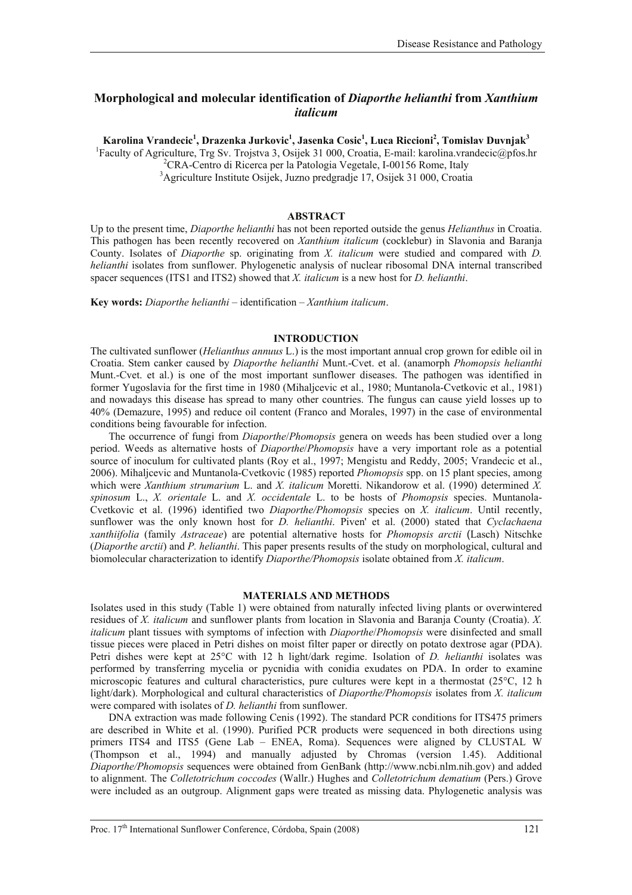# Morphological and molecular identification of *Diaporthe helianthi* from *Xanthium italicum*

**Karolina Vrandecic[1], Drazenka Jurkovic[1], Jasenka Cosic[1], Luca Riccioni[2], Tomislav Duvnjak[3]**

[1]Faculty of Agriculture, Trg Sv. Trojstva 3, Osijek 31 000, Croatia, E-mail: karolina.vrandecic@pfos.hr
[2]CRA-Centro di Ricerca per la Patologia Vegetale, I-00156 Rome, Italy
[3]Agriculture Institute Osijek, Juzno predgradje 17, Osijek 31 000, Croatia

## ABSTRACT

Up to the present time, *Diaporthe helianthi* has not been reported outside the genus *Helianthus* in Croatia. This pathogen has been recently recovered on *Xanthium italicum* (cocklebur) in Slavonia and Baranja County. Isolates of *Diaporthe* sp. originating from *X. italicum* were studied and compared with *D. helianthi* isolates from sunflower. Phylogenetic analysis of nuclear ribosomal DNA internal transcribed spacer sequences (ITS1 and ITS2) showed that *X. italicum* is a new host for *D. helianthi*.

**Key words:** *Diaporthe helianthi* – identification – *Xanthium italicum*.

## INTRODUCTION

The cultivated sunflower (*Helianthus annuus* L.) is the most important annual crop grown for edible oil in Croatia. Stem canker caused by *Diaporthe helianthi* Munt.-Cvet. et al. (anamorph *Phomopsis helianthi* Munt.-Cvet. et al.) is one of the most important sunflower diseases. The pathogen was identified in former Yugoslavia for the first time in 1980 (Mihaljcevic et al., 1980; Muntanola-Cvetkovic et al., 1981) and nowadays this disease has spread to many other countries. The fungus can cause yield losses up to 40% (Demazure, 1995) and reduce oil content (Franco and Morales, 1997) in the case of environmental conditions being favourable for infection.

The occurrence of fungi from *Diaporthe*/*Phomopsis* genera on weeds has been studied over a long period. Weeds as alternative hosts of *Diaporthe*/*Phomopsis* have a very important role as a potential source of inoculum for cultivated plants (Roy et al., 1997; Mengistu and Reddy, 2005; Vrandecic et al., 2006). Mihaljcevic and Muntanola-Cvetkovic (1985) reported *Phomopsis* spp. on 15 plant species, among which were *Xanthium strumarium* L. and *X. italicum* Moretti. Nikandorow et al. (1990) determined *X. spinosum* L., *X. orientale* L. and *X. occidentale* L. to be hosts of *Phomopsis* species. Muntanola-Cvetkovic et al. (1996) identified two *Diaporthe/Phomopsis* species on *X. italicum*. Until recently, sunflower was the only known host for *D. helianthi*. Piven' et al. (2000) stated that *Cyclachaena xanthiifolia* (family *Astraceae*) are potential alternative hosts for *Phomopsis arctii* (Lasch) Nitschke (*Diaporthe arctii*) and *P. helianthi*. This paper presents results of the study on morphological, cultural and biomolecular characterization to identify *Diaporthe/Phomopsis* isolate obtained from *X. italicum*.

## MATERIALS AND METHODS

Isolates used in this study (Table 1) were obtained from naturally infected living plants or overwintered residues of *X. italicum* and sunflower plants from location in Slavonia and Baranja County (Croatia). *X. italicum* plant tissues with symptoms of infection with *Diaporthe*/*Phomopsis* were disinfected and small tissue pieces were placed in Petri dishes on moist filter paper or directly on potato dextrose agar (PDA). Petri dishes were kept at 25°C with 12 h light/dark regime. Isolation of *D. helianthi* isolates was performed by transferring mycelia or pycnidia with conidia exudates on PDA. In order to examine microscopic features and cultural characteristics, pure cultures were kept in a thermostat (25°C, 12 h light/dark). Morphological and cultural characteristics of *Diaporthe/Phomopsis* isolates from *X. italicum* were compared with isolates of *D. helianthi* from sunflower.

DNA extraction was made following Cenis (1992). The standard PCR conditions for ITS475 primers are described in White et al. (1990). Purified PCR products were sequenced in both directions using primers ITS4 and ITS5 (Gene Lab – ENEA, Roma). Sequences were aligned by CLUSTAL W (Thompson et al., 1994) and manually adjusted by Chromas (version 1.45). Additional *Diaporthe/Phomopsis* sequences were obtained from GenBank (http://www.ncbi.nlm.nih.gov) and added to alignment. The *Colletotrichum coccodes* (Wallr.) Hughes and *Colletotrichum dematium* (Pers.) Grove were included as an outgroup. Alignment gaps were treated as missing data. Phylogenetic analysis was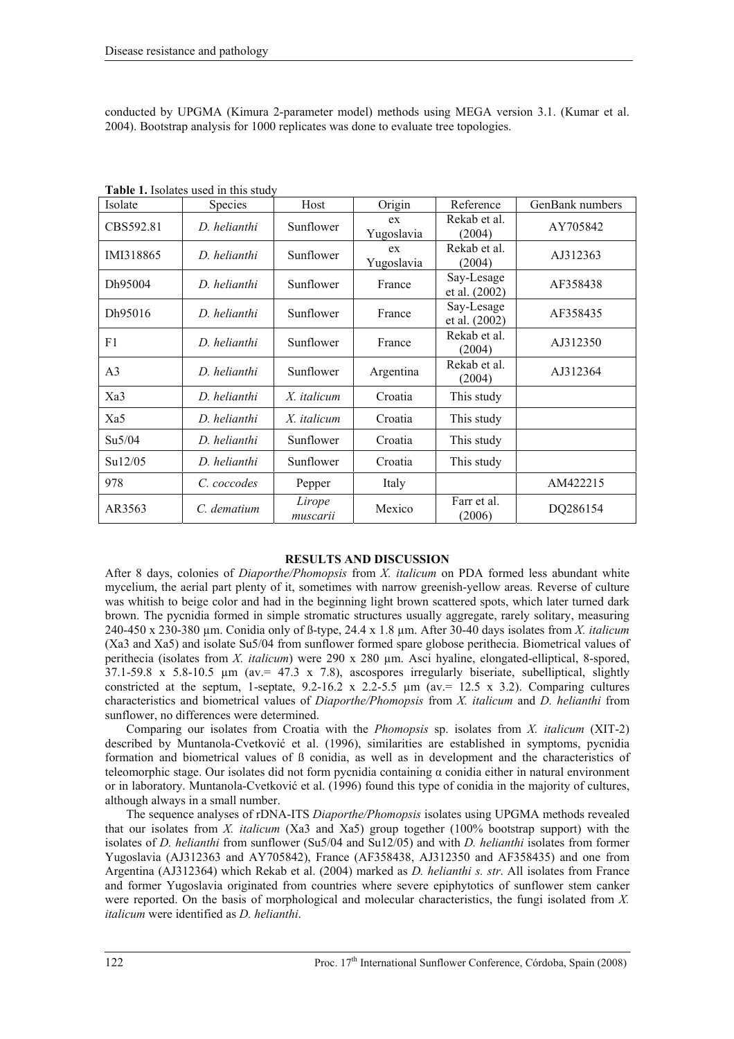conducted by UPGMA (Kimura 2-parameter model) methods using MEGA version 3.1. (Kumar et al. 2004). Bootstrap analysis for 1000 replicates was done to evaluate tree topologies.

**Table 1.** Isolates used in this study

| Isolate | Species | Host | Origin | Reference | GenBank numbers |
|---|---|---|---|---|---|
| CBS592.81 | *D. helianthi* | Sunflower | ex Yugoslavia | Rekab et al. (2004) | AY705842 |
| IMI318865 | *D. helianthi* | Sunflower | ex Yugoslavia | Rekab et al. (2004) | AJ312363 |
| Dh95004 | *D. helianthi* | Sunflower | France | Say-Lesage et al. (2002) | AF358438 |
| Dh95016 | *D. helianthi* | Sunflower | France | Say-Lesage et al. (2002) | AF358435 |
| F1 | *D. helianthi* | Sunflower | France | Rekab et al. (2004) | AJ312350 |
| A3 | *D. helianthi* | Sunflower | Argentina | Rekab et al. (2004) | AJ312364 |
| Xa3 | *D. helianthi* | *X. italicum* | Croatia | This study | |
| Xa5 | *D. helianthi* | *X. italicum* | Croatia | This study | |
| Su5/04 | *D. helianthi* | Sunflower | Croatia | This study | |
| Su12/05 | *D. helianthi* | Sunflower | Croatia | This study | |
| 978 | *C. coccodes* | Pepper | Italy | | AM422215 |
| AR3563 | *C. dematium* | *Lirope muscarii* | Mexico | Farr et al. (2006) | DQ286154 |

## RESULTS AND DISCUSSION

After 8 days, colonies of *Diaporthe/Phomopsis* from *X. italicum* on PDA formed less abundant white mycelium, the aerial part plenty of it, sometimes with narrow greenish-yellow areas. Reverse of culture was whitish to beige color and had in the beginning light brown scattered spots, which later turned dark brown. The pycnidia formed in simple stromatic structures usually aggregate, rarely solitary, measuring 240-450 x 230-380 µm. Conidia only of ß-type, 24.4 x 1.8 µm. After 30-40 days isolates from *X. italicum* (Xa3 and Xa5) and isolate Su5/04 from sunflower formed spare globose perithecia. Biometrical values of perithecia (isolates from *X. italicum*) were 290 x 280 µm. Asci hyaline, elongated-elliptical, 8-spored, 37.1-59.8 x 5.8-10.5 µm (av.= 47.3 x 7.8), ascospores irregularly biseriate, subelliptical, slightly constricted at the septum, 1-septate, 9.2-16.2 x 2.2-5.5 µm (av.= 12.5 x 3.2). Comparing cultures characteristics and biometrical values of *Diaporthe/Phomopsis* from *X. italicum* and *D. helianthi* from sunflower, no differences were determined.

Comparing our isolates from Croatia with the *Phomopsis* sp. isolates from *X. italicum* (XIT-2) described by Muntanola-Cvetković et al. (1996), similarities are established in symptoms, pycnidia formation and biometrical values of ß conidia, as well as in development and the characteristics of teleomorphic stage. Our isolates did not form pycnidia containing α conidia either in natural environment or in laboratory. Muntanola-Cvetković et al. (1996) found this type of conidia in the majority of cultures, although always in a small number.

The sequence analyses of rDNA-ITS *Diaporthe/Phomopsis* isolates using UPGMA methods revealed that our isolates from *X. italicum* (Xa3 and Xa5) group together (100% bootstrap support) with the isolates of *D. helianthi* from sunflower (Su5/04 and Su12/05) and with *D. helianthi* isolates from former Yugoslavia (AJ312363 and AY705842), France (AF358438, AJ312350 and AF358435) and one from Argentina (AJ312364) which Rekab et al. (2004) marked as *D. helianthi s. str*. All isolates from France and former Yugoslavia originated from countries where severe epiphytotics of sunflower stem canker were reported. On the basis of morphological and molecular characteristics, the fungi isolated from *X. italicum* were identified as *D. helianthi*.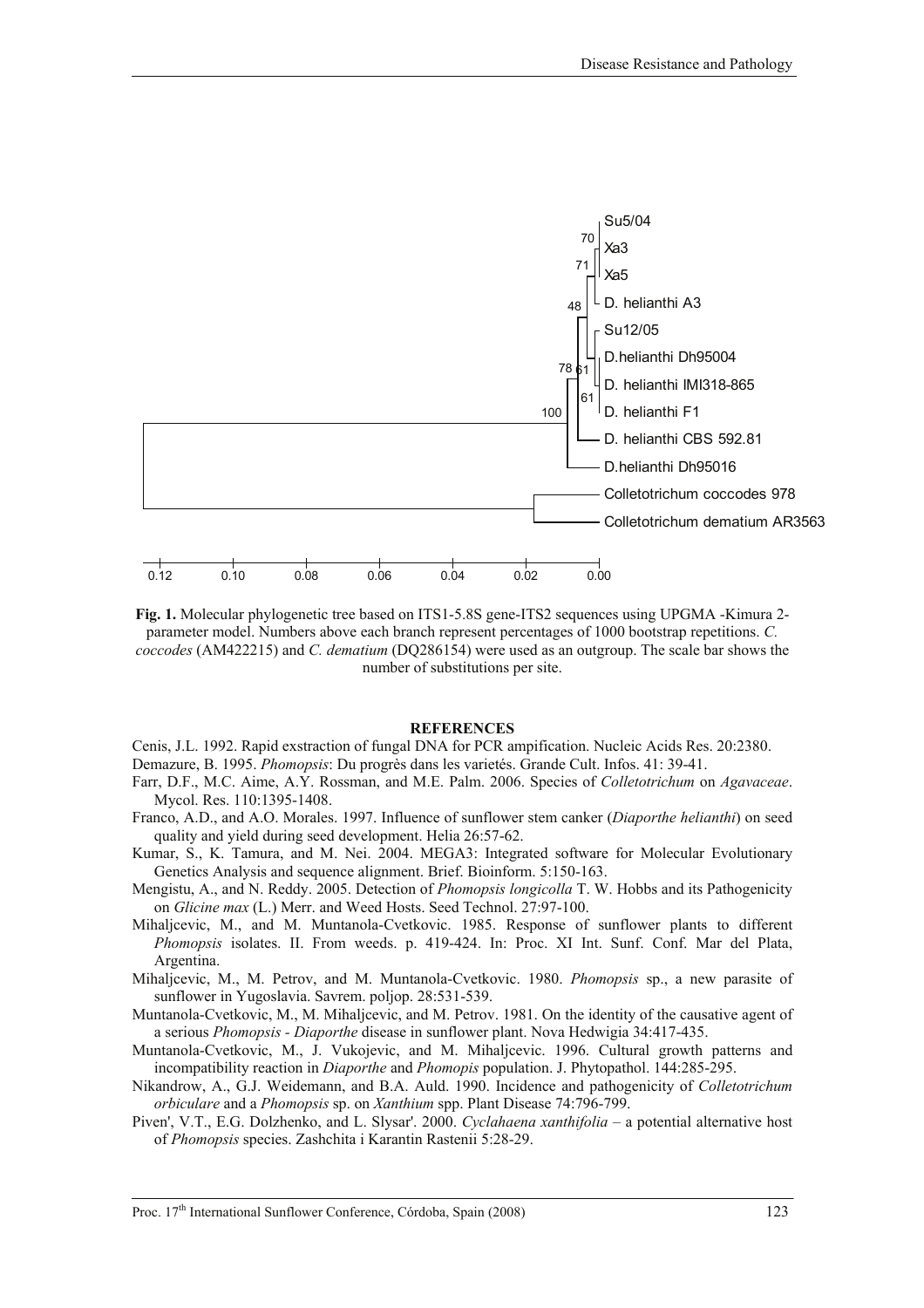**Fig. 1.** Molecular phylogenetic tree based on ITS1-5.8S gene-ITS2 sequences using UPGMA -Kimura 2-parameter model. Numbers above each branch represent percentages of 1000 bootstrap repetitions. *C. coccodes* (AM422215) and *C. dematium* (DQ286154) were used as an outgroup. The scale bar shows the number of substitutions per site.

## REFERENCES

Cenis, J.L. 1992. Rapid exstraction of fungal DNA for PCR ampification. Nucleic Acids Res. 20:2380.

Demazure, B. 1995. *Phomopsis*: Du progrès dans les varietés. Grande Cult. Infos. 41: 39-41.

Farr, D.F., M.C. Aime, A.Y. Rossman, and M.E. Palm. 2006. Species of *Colletotrichum* on *Agavaceae*. Mycol. Res. 110:1395-1408.

Franco, A.D., and A.O. Morales. 1997. Influence of sunflower stem canker (*Diaporthe helianthi*) on seed quality and yield during seed development. Helia 26:57-62.

Kumar, S., K. Tamura, and M. Nei. 2004. MEGA3: Integrated software for Molecular Evolutionary Genetics Analysis and sequence alignment. Brief. Bioinform. 5:150-163.

Mengistu, A., and N. Reddy. 2005. Detection of *Phomopsis longicolla* T. W. Hobbs and its Pathogenicity on *Glicine max* (L.) Merr. and Weed Hosts. Seed Technol. 27:97-100.

Mihaljcevic, M., and M. Muntanola-Cvetkovic. 1985. Response of sunflower plants to different *Phomopsis* isolates. II. From weeds. p. 419-424. In: Proc. XI Int. Sunf. Conf. Mar del Plata, Argentina.

Mihaljcevic, M., M. Petrov, and M. Muntanola-Cvetkovic. 1980. *Phomopsis* sp., a new parasite of sunflower in Yugoslavia. Savrem. poljop. 28:531-539.

Muntanola-Cvetkovic, M., M. Mihaljcevic, and M. Petrov. 1981. On the identity of the causative agent of a serious *Phomopsis - Diaporthe* disease in sunflower plant. Nova Hedwigia 34:417-435.

Muntanola-Cvetkovic, M., J. Vukojevic, and M. Mihaljcevic. 1996. Cultural growth patterns and incompatibility reaction in *Diaporthe* and *Phomopis* population. J. Phytopathol. 144:285-295.

Nikandrow, A., G.J. Weidemann, and B.A. Auld. 1990. Incidence and pathogenicity of *Colletotrichum orbiculare* and a *Phomopsis* sp. on *Xanthium* spp. Plant Disease 74:796-799.

Piven', V.T., E.G. Dolzhenko, and L. Slysar'. 2000. *Cyclahaena xanthifolia* – a potential alternative host of *Phomopsis* species. Zashchita i Karantin Rastenii 5:28-29.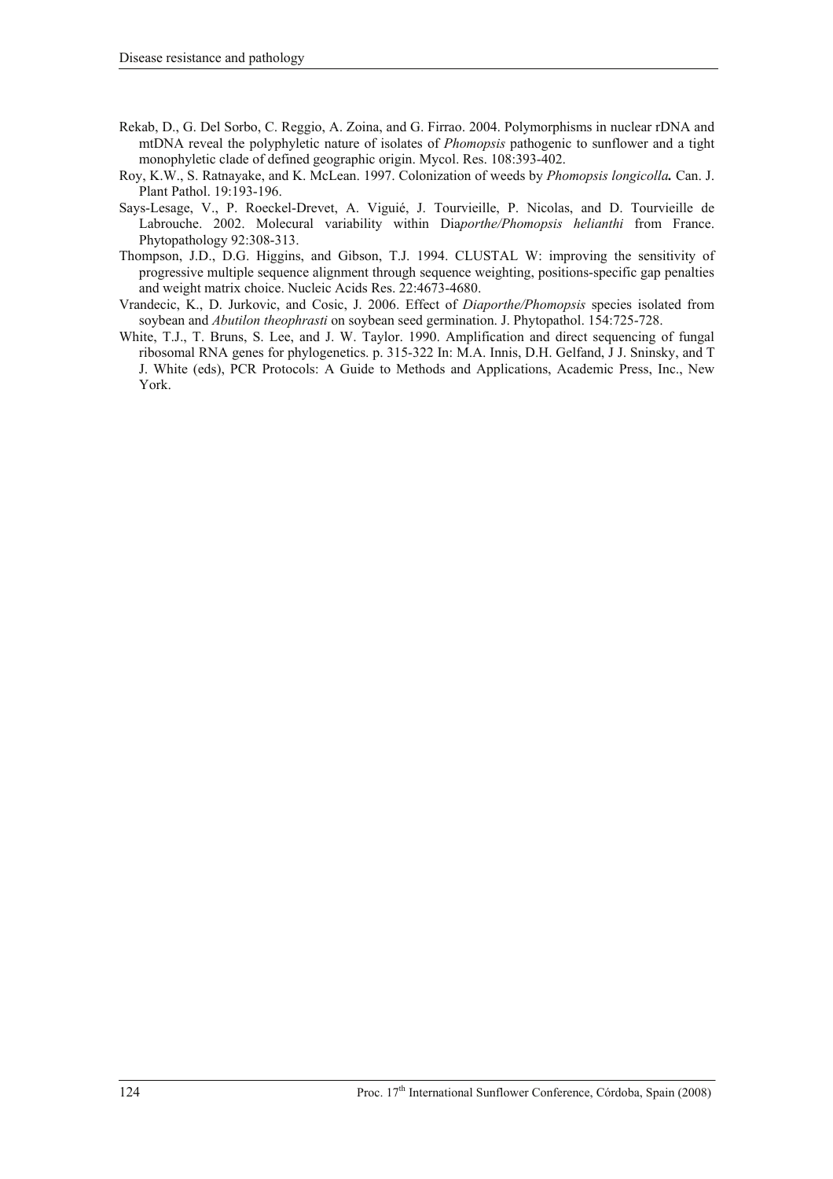Rekab, D., G. Del Sorbo, C. Reggio, A. Zoina, and G. Firrao. 2004. Polymorphisms in nuclear rDNA and mtDNA reveal the polyphyletic nature of isolates of *Phomopsis* pathogenic to sunflower and a tight monophyletic clade of defined geographic origin. Mycol. Res. 108:393-402.

Roy, K.W., S. Ratnayake, and K. McLean. 1997. Colonization of weeds by *Phomopsis longicolla***.** Can. J. Plant Pathol. 19:193-196.

Says-Lesage, V., P. Roeckel-Drevet, A. Viguié, J. Tourvieille, P. Nicolas, and D. Tourvieille de Labrouche. 2002. Molecural variability within Dia*porthe/Phomopsis helianthi* from France. Phytopathology 92:308-313.

Thompson, J.D., D.G. Higgins, and Gibson, T.J. 1994. CLUSTAL W: improving the sensitivity of progressive multiple sequence alignment through sequence weighting, positions-specific gap penalties and weight matrix choice. Nucleic Acids Res. 22:4673-4680.

Vrandecic, K., D. Jurkovic, and Cosic, J. 2006. Effect of *Diaporthe/Phomopsis* species isolated from soybean and *Abutilon theophrasti* on soybean seed germination. J. Phytopathol. 154:725-728.

White, T.J., T. Bruns, S. Lee, and J. W. Taylor. 1990. Amplification and direct sequencing of fungal ribosomal RNA genes for phylogenetics. p. 315-322 In: M.A. Innis, D.H. Gelfand, J J. Sninsky, and T J. White (eds), PCR Protocols: A Guide to Methods and Applications, Academic Press, Inc., New York.